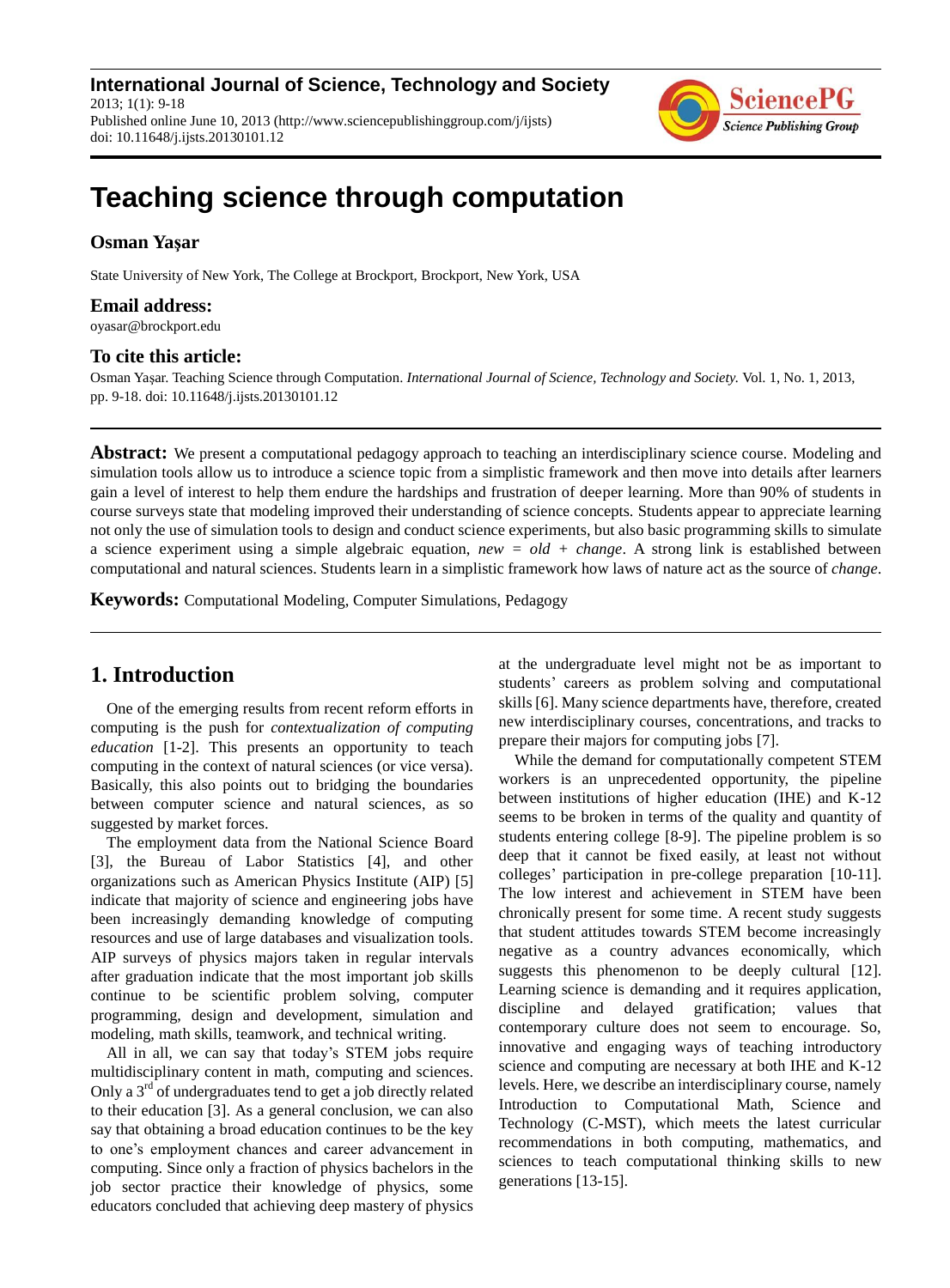International Journal of Science, Technology and Society
2013; 1(1): 9-18
Published online June 10, 2013 (http://www.sciencepublishinggroup.com/j/ijsts)
doi: 10.11648/j.ijsts.20130101.12

# Teaching science through computation

**Osman Yaşar**

State University of New York, The College at Brockport, Brockport, New York, USA

**Email address:**
oyasar@brockport.edu

**To cite this article:**
Osman Yaşar. Teaching Science through Computation. *International Journal of Science, Technology and Society.* Vol. 1, No. 1, 2013, pp. 9-18. doi: 10.11648/j.ijsts.20130101.12

---

**Abstract:** We present a computational pedagogy approach to teaching an interdisciplinary science course. Modeling and simulation tools allow us to introduce a science topic from a simplistic framework and then move into details after learners gain a level of interest to help them endure the hardships and frustration of deeper learning. More than 90% of students in course surveys state that modeling improved their understanding of science concepts. Students appear to appreciate learning not only the use of simulation tools to design and conduct science experiments, but also basic programming skills to simulate a science experiment using a simple algebraic equation, *new* = *old* + *change*. A strong link is established between computational and natural sciences. Students learn in a simplistic framework how laws of nature act as the source of *change*.

**Keywords:** Computational Modeling, Computer Simulations, Pedagogy

---

## 1. Introduction

One of the emerging results from recent reform efforts in computing is the push for *contextualization of computing education* [1-2]. This presents an opportunity to teach computing in the context of natural sciences (or vice versa). Basically, this also points out to bridging the boundaries between computer science and natural sciences, as so suggested by market forces.

The employment data from the National Science Board [3], the Bureau of Labor Statistics [4], and other organizations such as American Physics Institute (AIP) [5] indicate that majority of science and engineering jobs have been increasingly demanding knowledge of computing resources and use of large databases and visualization tools. AIP surveys of physics majors taken in regular intervals after graduation indicate that the most important job skills continue to be scientific problem solving, computer programming, design and development, simulation and modeling, math skills, teamwork, and technical writing.

All in all, we can say that today's STEM jobs require multidisciplinary content in math, computing and sciences. Only a 3rd of undergraduates tend to get a job directly related to their education [3]. As a general conclusion, we can also say that obtaining a broad education continues to be the key to one's employment chances and career advancement in computing. Since only a fraction of physics bachelors in the job sector practice their knowledge of physics, some educators concluded that achieving deep mastery of physics at the undergraduate level might not be as important to students' careers as problem solving and computational skills [6]. Many science departments have, therefore, created new interdisciplinary courses, concentrations, and tracks to prepare their majors for computing jobs [7].

While the demand for computationally competent STEM workers is an unprecedented opportunity, the pipeline between institutions of higher education (IHE) and K-12 seems to be broken in terms of the quality and quantity of students entering college [8-9]. The pipeline problem is so deep that it cannot be fixed easily, at least not without colleges' participation in pre-college preparation [10-11]. The low interest and achievement in STEM have been chronically present for some time. A recent study suggests that student attitudes towards STEM become increasingly negative as a country advances economically, which suggests this phenomenon to be deeply cultural [12]. Learning science is demanding and it requires application, discipline and delayed gratification; values that contemporary culture does not seem to encourage. So, innovative and engaging ways of teaching introductory science and computing are necessary at both IHE and K-12 levels. Here, we describe an interdisciplinary course, namely Introduction to Computational Math, Science and Technology (C-MST), which meets the latest curricular recommendations in both computing, mathematics, and sciences to teach computational thinking skills to new generations [13-15].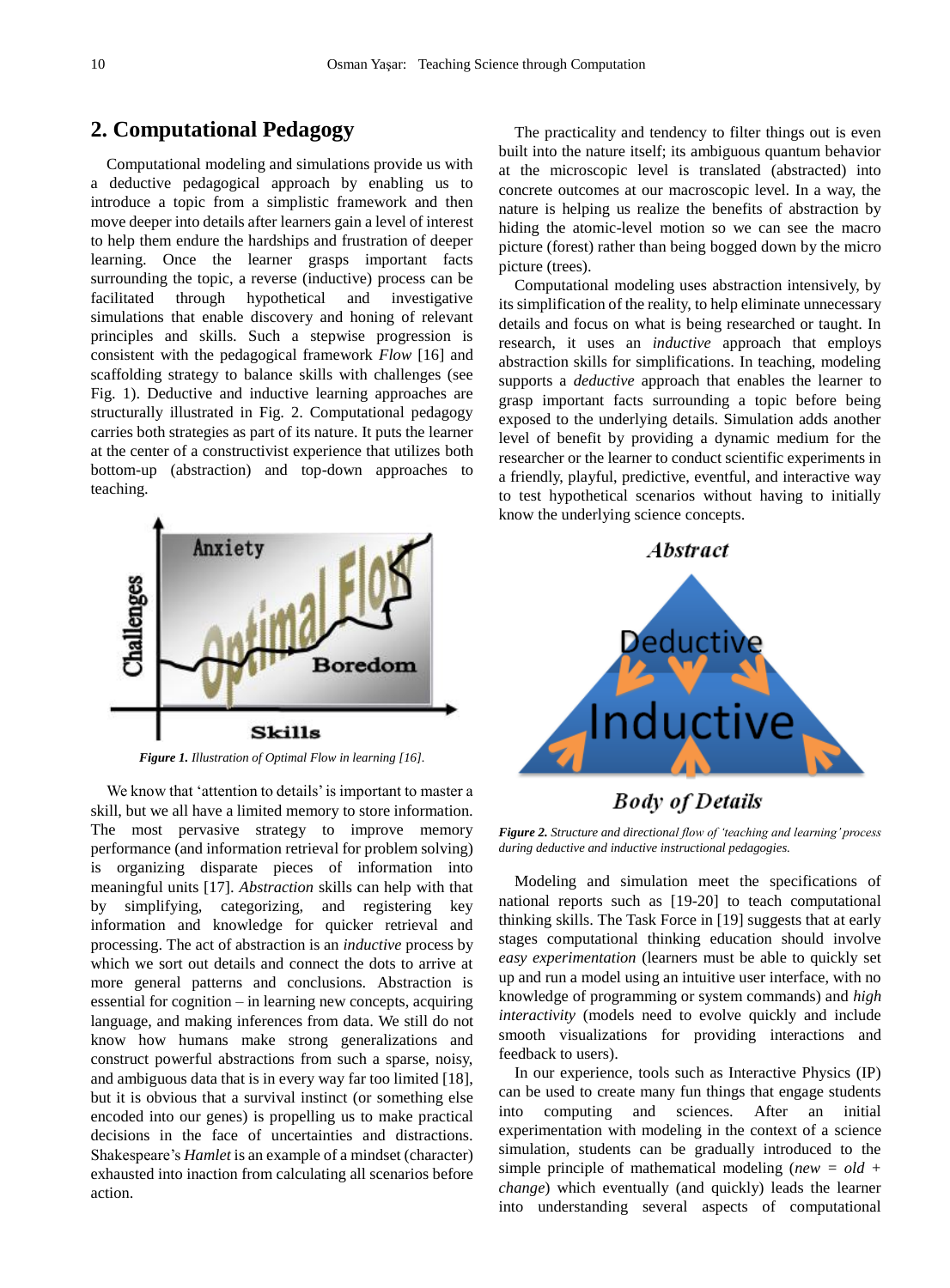## 2. Computational Pedagogy

Computational modeling and simulations provide us with a deductive pedagogical approach by enabling us to introduce a topic from a simplistic framework and then move deeper into details after learners gain a level of interest to help them endure the hardships and frustration of deeper learning. Once the learner grasps important facts surrounding the topic, a reverse (inductive) process can be facilitated through hypothetical and investigative simulations that enable discovery and honing of relevant principles and skills. Such a stepwise progression is consistent with the pedagogical framework *Flow* [16] and scaffolding strategy to balance skills with challenges (see Fig. 1). Deductive and inductive learning approaches are structurally illustrated in Fig. 2. Computational pedagogy carries both strategies as part of its nature. It puts the learner at the center of a constructivist experience that utilizes both bottom-up (abstraction) and top-down approaches to teaching.

***Figure 1.*** *Illustration of Optimal Flow in learning [16].*

We know that 'attention to details' is important to master a skill, but we all have a limited memory to store information. The most pervasive strategy to improve memory performance (and information retrieval for problem solving) is organizing disparate pieces of information into meaningful units [17]. *Abstraction* skills can help with that by simplifying, categorizing, and registering key information and knowledge for quicker retrieval and processing. The act of abstraction is an *inductive* process by which we sort out details and connect the dots to arrive at more general patterns and conclusions. Abstraction is essential for cognition – in learning new concepts, acquiring language, and making inferences from data. We still do not know how humans make strong generalizations and construct powerful abstractions from such a sparse, noisy, and ambiguous data that is in every way far too limited [18], but it is obvious that a survival instinct (or something else encoded into our genes) is propelling us to make practical decisions in the face of uncertainties and distractions. Shakespeare's *Hamlet* is an example of a mindset (character) exhausted into inaction from calculating all scenarios before action.

The practicality and tendency to filter things out is even built into the nature itself; its ambiguous quantum behavior at the microscopic level is translated (abstracted) into concrete outcomes at our macroscopic level. In a way, the nature is helping us realize the benefits of abstraction by hiding the atomic-level motion so we can see the macro picture (forest) rather than being bogged down by the micro picture (trees).

Computational modeling uses abstraction intensively, by its simplification of the reality, to help eliminate unnecessary details and focus on what is being researched or taught. In research, it uses an *inductive* approach that employs abstraction skills for simplifications. In teaching, modeling supports a *deductive* approach that enables the learner to grasp important facts surrounding a topic before being exposed to the underlying details. Simulation adds another level of benefit by providing a dynamic medium for the researcher or the learner to conduct scientific experiments in a friendly, playful, predictive, eventful, and interactive way to test hypothetical scenarios without having to initially know the underlying science concepts.

***Figure 2.*** *Structure and directional flow of 'teaching and learning' process during deductive and inductive instructional pedagogies.*

Modeling and simulation meet the specifications of national reports such as [19-20] to teach computational thinking skills. The Task Force in [19] suggests that at early stages computational thinking education should involve *easy experimentation* (learners must be able to quickly set up and run a model using an intuitive user interface, with no knowledge of programming or system commands) and *high interactivity* (models need to evolve quickly and include smooth visualizations for providing interactions and feedback to users).

In our experience, tools such as Interactive Physics (IP) can be used to create many fun things that engage students into computing and sciences. After an initial experimentation with modeling in the context of a science simulation, students can be gradually introduced to the simple principle of mathematical modeling (*new* = *old* + *change*) which eventually (and quickly) leads the learner into understanding several aspects of computational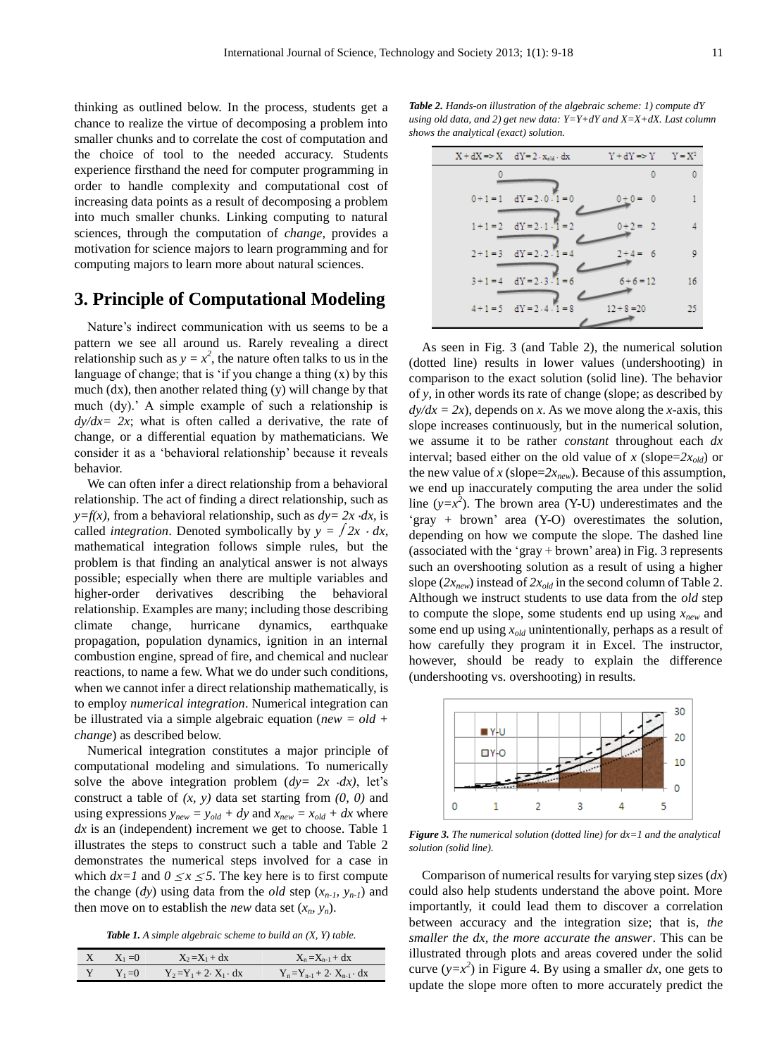thinking as outlined below. In the process, students get a chance to realize the virtue of decomposing a problem into smaller chunks and to correlate the cost of computation and the choice of tool to the needed accuracy. Students experience firsthand the need for computer programming in order to handle complexity and computational cost of increasing data points as a result of decomposing a problem into much smaller chunks. Linking computing to natural sciences, through the computation of *change*, provides a motivation for science majors to learn programming and for computing majors to learn more about natural sciences.

## 3. Principle of Computational Modeling

Nature's indirect communication with us seems to be a pattern we see all around us. Rarely revealing a direct relationship such as $y = x^2$, the nature often talks to us in the language of change; that is 'if you change a thing (x) by this much (dx), then another related thing (y) will change by that much (dy).' A simple example of such a relationship is $dy/dx = 2x$; what is often called a derivative, the rate of change, or a differential equation by mathematicians. We consider it as a 'behavioral relationship' because it reveals behavior.

We can often infer a direct relationship from a behavioral relationship, such as $y=f(x)$, from a behavioral relationship, such as $dy= 2x \cdot dx$, is called *integration*. Denoted symbolically by $y = \int 2x \cdot dx$, mathematical integration follows simple rules, but the problem is that finding an analytical answer is not always possible; especially when there are multiple variables and higher-order derivatives describing the behavioral relationship. Examples are many; including those describing climate change, hurricane dynamics, earthquake propagation, population dynamics, ignition in an internal combustion engine, spread of fire, and chemical and nuclear reactions, to name a few. What we do under such conditions, when we cannot infer a direct relationship mathematically, is to employ *numerical integration*. Numerical integration can be illustrated via a simple algebraic equation (*new = old + change*) as described below.

Numerical integration constitutes a major principle of computational modeling and simulations. To numerically solve the above integration problem ($dy= 2x \cdot dx$), let's construct a table of $(x, y)$ data set starting from $(0, 0)$ and using expressions $y_{new} = y_{old} + dy$ and $x_{new} = x_{old} + dx$ where $dx$ is an (independent) increment we get to choose. Table 1 illustrates the steps to construct such a table and Table 2 demonstrates the numerical steps involved for a case in which $dx=1$ and $0 \leq x \leq 5$. The key here is to first compute the change ($dy$) using data from the *old* step ($x_{n-1}$, $y_{n-1}$) and then move on to establish the *new* data set ($x_n$, $y_n$).

***Table 1.*** *A simple algebraic scheme to build an (X, Y) table.*

| X | $X_1 = 0$ | $X_2 = X_1 + dx$ | $X_n = X_{n-1} + dx$ |
|---|---|---|---|
| Y | $Y_1 = 0$ | $Y_2 = Y_1 + 2 \cdot X_1 \cdot dx$ | $Y_n = Y_{n-1} + 2 \cdot X_{n-1} \cdot dx$ |

***Table 2.*** *Hands-on illustration of the algebraic scheme: 1) compute dY using old data, and 2) get new data: Y=Y+dY and X=X+dX. Last column shows the analytical (exact) solution.*

| X + dX => X | $dY = 2 \cdot x_{old} \cdot dx$ | Y + dY => Y | $Y = X^2$ |
|---|---|---|---|
| 0 | | 0 | 0 |
| 0 + 1 = 1 | $dY = 2 \cdot 0 \cdot 1 = 0$ | 0 + 0 = 0 | 1 |
| 1 + 1 = 2 | $dY = 2 \cdot 1 \cdot 1 = 2$ | 0 + 2 = 2 | 4 |
| 2 + 1 = 3 | $dY = 2 \cdot 2 \cdot 1 = 4$ | 2 + 4 = 6 | 9 |
| 3 + 1 = 4 | $dY = 2 \cdot 3 \cdot 1 = 6$ | 6 + 6 = 12 | 16 |
| 4 + 1 = 5 | $dY = 2 \cdot 4 \cdot 1 = 8$ | 12 + 8 = 20 | 25 |

As seen in Fig. 3 (and Table 2), the numerical solution (dotted line) results in lower values (undershooting) in comparison to the exact solution (solid line). The behavior of $y$, in other words its rate of change (slope; as described by $dy/dx = 2x$), depends on $x$. As we move along the $x$-axis, this slope increases continuously, but in the numerical solution, we assume it to be rather *constant* throughout each $dx$ interval; based either on the old value of $x$ (slope=$2x_{old}$) or the new value of $x$ (slope=$2x_{new}$). Because of this assumption, we end up inaccurately computing the area under the solid line ($y=x^2$). The brown area (Y-U) underestimates and the 'gray + brown' area (Y-O) overestimates the solution, depending on how we compute the slope. The dashed line (associated with the 'gray + brown' area) in Fig. 3 represents such an overshooting solution as a result of using a higher slope ($2x_{new}$) instead of $2x_{old}$ in the second column of Table 2. Although we instruct students to use data from the *old* step to compute the slope, some students end up using $x_{new}$ and some end up using $x_{old}$ unintentionally, perhaps as a result of how carefully they program it in Excel. The instructor, however, should be ready to explain the difference (undershooting vs. overshooting) in results.

***Figure 3.*** *The numerical solution (dotted line) for dx=1 and the analytical solution (solid line).*

Comparison of numerical results for varying step sizes ($dx$) could also help students understand the above point. More importantly, it could lead them to discover a correlation between accuracy and the integration size; that is, *the smaller the dx, the more accurate the answer*. This can be illustrated through plots and areas covered under the solid curve ($y=x^2$) in Figure 4. By using a smaller $dx$, one gets to update the slope more often to more accurately predict the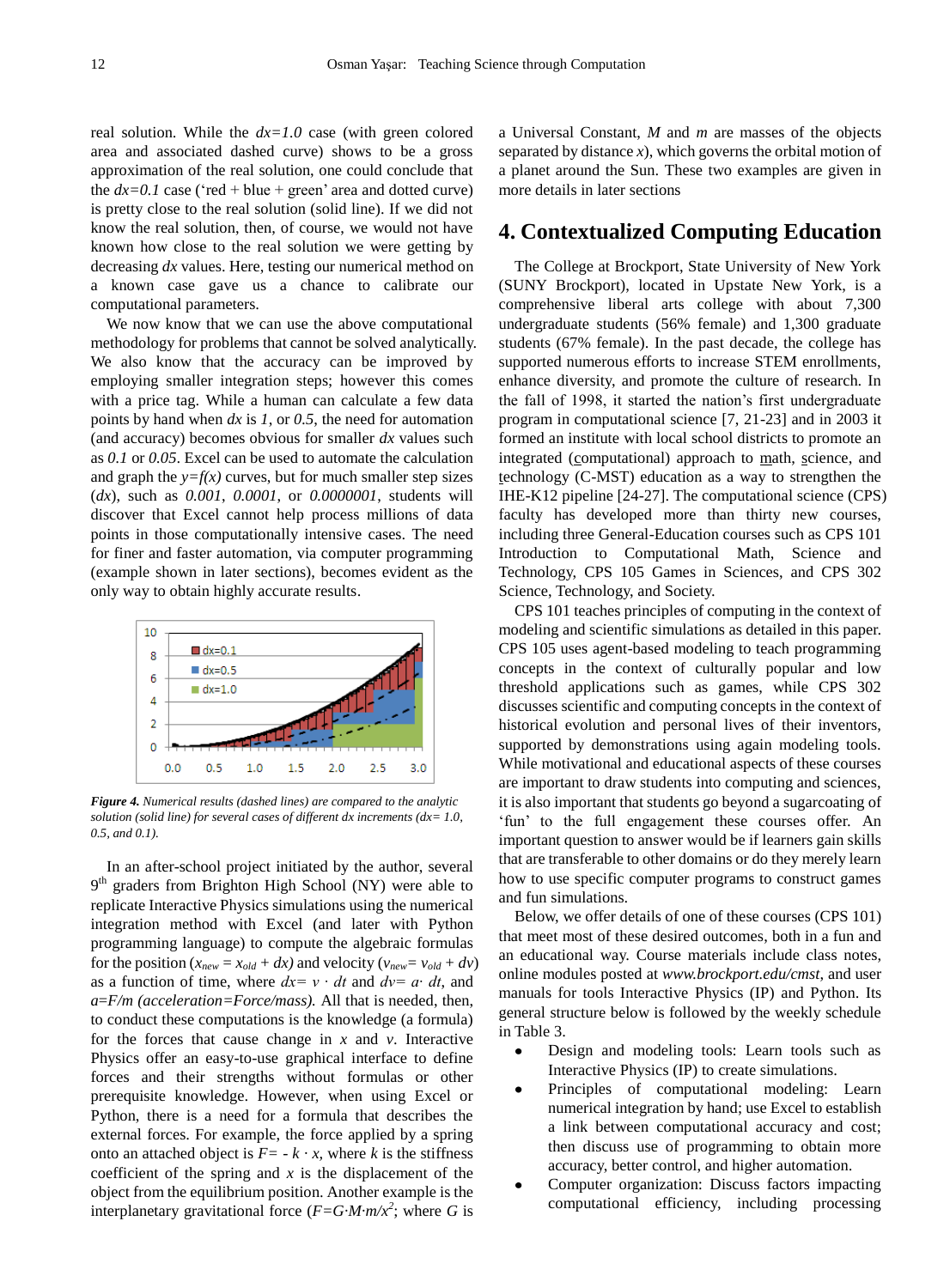real solution. While the $dx=1.0$ case (with green colored area and associated dashed curve) shows to be a gross approximation of the real solution, one could conclude that the $dx=0.1$ case ('red + blue + green' area and dotted curve) is pretty close to the real solution (solid line). If we did not know the real solution, then, of course, we would not have known how close to the real solution we were getting by decreasing $dx$ values. Here, testing our numerical method on a known case gave us a chance to calibrate our computational parameters.

We now know that we can use the above computational methodology for problems that cannot be solved analytically. We also know that the accuracy can be improved by employing smaller integration steps; however this comes with a price tag. While a human can calculate a few data points by hand when $dx$ is *1*, or *0.5*, the need for automation (and accuracy) becomes obvious for smaller $dx$ values such as *0.1* or *0.05*. Excel can be used to automate the calculation and graph the $y=f(x)$ curves, but for much smaller step sizes ($dx$), such as *0.001*, *0.0001*, or *0.0000001*, students will discover that Excel cannot help process millions of data points in those computationally intensive cases. The need for finer and faster automation, via computer programming (example shown in later sections), becomes evident as the only way to obtain highly accurate results.

***Figure 4.*** *Numerical results (dashed lines) are compared to the analytic solution (solid line) for several cases of different dx increments (dx= 1.0, 0.5, and 0.1).*

In an after-school project initiated by the author, several 9th graders from Brighton High School (NY) were able to replicate Interactive Physics simulations using the numerical integration method with Excel (and later with Python programming language) to compute the algebraic formulas for the position ($x_{new} = x_{old} + dx$) and velocity ($v_{new}= v_{old} + dv$) as a function of time, where $dx= v \cdot dt$ and $dv= a \cdot dt$, and $a=F/m$ *(acceleration=Force/mass)*. All that is needed, then, to conduct these computations is the knowledge (a formula) for the forces that cause change in $x$ and $v$. Interactive Physics offer an easy-to-use graphical interface to define forces and their strengths without formulas or other prerequisite knowledge. However, when using Excel or Python, there is a need for a formula that describes the external forces. For example, the force applied by a spring onto an attached object is $F= - k \cdot x$, where $k$ is the stiffness coefficient of the spring and $x$ is the displacement of the object from the equilibrium position. Another example is the interplanetary gravitational force ($F=G \cdot M \cdot m/x^2$; where $G$ is a Universal Constant, $M$ and $m$ are masses of the objects separated by distance $x$), which governs the orbital motion of a planet around the Sun. These two examples are given in more details in later sections

## 4. Contextualized Computing Education

The College at Brockport, State University of New York (SUNY Brockport), located in Upstate New York, is a comprehensive liberal arts college with about 7,300 undergraduate students (56% female) and 1,300 graduate students (67% female). In the past decade, the college has supported numerous efforts to increase STEM enrollments, enhance diversity, and promote the culture of research. In the fall of 1998, it started the nation's first undergraduate program in computational science [7, 21-23] and in 2003 it formed an institute with local school districts to promote an integrated (computational) approach to math, science, and technology (C-MST) education as a way to strengthen the IHE-K12 pipeline [24-27]. The computational science (CPS) faculty has developed more than thirty new courses, including three General-Education courses such as CPS 101 Introduction to Computational Math, Science and Technology, CPS 105 Games in Sciences, and CPS 302 Science, Technology, and Society.

CPS 101 teaches principles of computing in the context of modeling and scientific simulations as detailed in this paper. CPS 105 uses agent-based modeling to teach programming concepts in the context of culturally popular and low threshold applications such as games, while CPS 302 discusses scientific and computing concepts in the context of historical evolution and personal lives of their inventors, supported by demonstrations using again modeling tools. While motivational and educational aspects of these courses are important to draw students into computing and sciences, it is also important that students go beyond a sugarcoating of 'fun' to the full engagement these courses offer. An important question to answer would be if learners gain skills that are transferable to other domains or do they merely learn how to use specific computer programs to construct games and fun simulations.

Below, we offer details of one of these courses (CPS 101) that meet most of these desired outcomes, both in a fun and an educational way. Course materials include class notes, online modules posted at *www.brockport.edu/cmst*, and user manuals for tools Interactive Physics (IP) and Python. Its general structure below is followed by the weekly schedule in Table 3.

- Design and modeling tools: Learn tools such as Interactive Physics (IP) to create simulations.
- Principles of computational modeling: Learn numerical integration by hand; use Excel to establish a link between computational accuracy and cost; then discuss use of programming to obtain more accuracy, better control, and higher automation.
- Computer organization: Discuss factors impacting computational efficiency, including processing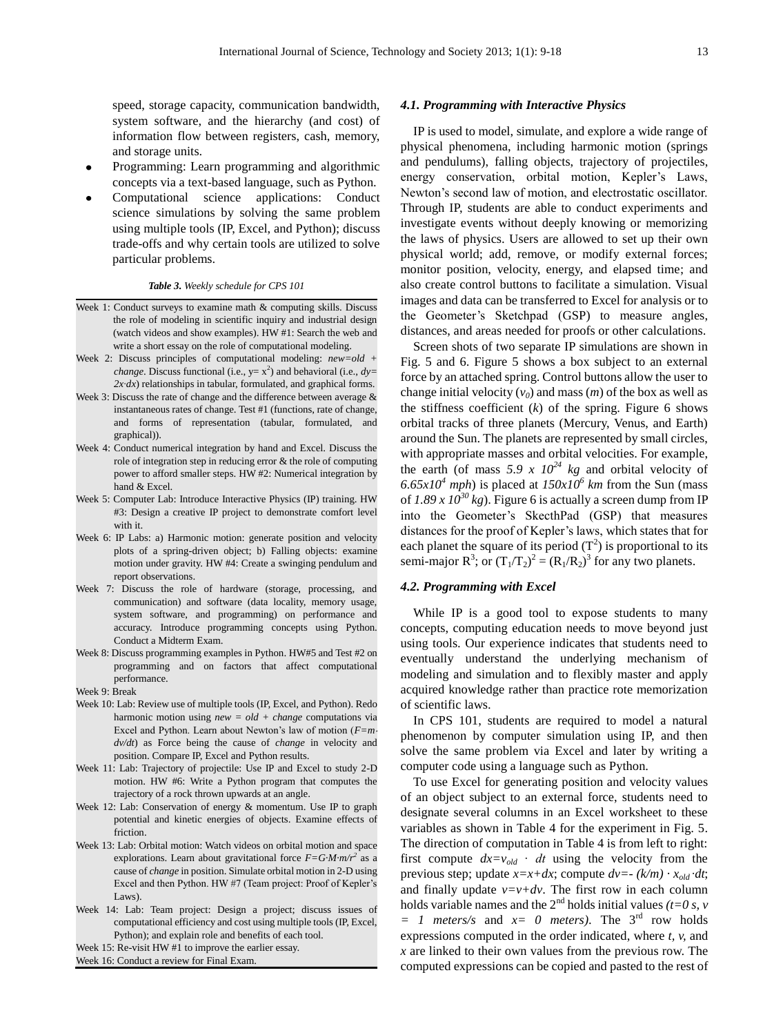speed, storage capacity, communication bandwidth, system software, and the hierarchy (and cost) of information flow between registers, cash, memory, and storage units.

- Programming: Learn programming and algorithmic concepts via a text-based language, such as Python.
- Computational science applications: Conduct science simulations by solving the same problem using multiple tools (IP, Excel, and Python); discuss trade-offs and why certain tools are utilized to solve particular problems.

***Table 3.*** *Weekly schedule for CPS 101*

| |
|---|
| Week 1: Conduct surveys to examine math & computing skills. Discuss the role of modeling in scientific inquiry and industrial design (watch videos and show examples). HW #1: Search the web and write a short essay on the role of computational modeling. |
| Week 2: Discuss principles of computational modeling: *new=old + change*. Discuss functional (i.e., $y= x^2$) and behavioral (i.e., $dy= 2x{\cdot}dx$) relationships in tabular, formulated, and graphical forms. |
| Week 3: Discuss the rate of change and the difference between average & instantaneous rates of change. Test #1 (functions, rate of change, and forms of representation (tabular, formulated, and graphical)). |
| Week 4: Conduct numerical integration by hand and Excel. Discuss the role of integration step in reducing error & the role of computing power to afford smaller steps. HW #2: Numerical integration by hand & Excel. |
| Week 5: Computer Lab: Introduce Interactive Physics (IP) training. HW #3: Design a creative IP project to demonstrate comfort level with it. |
| Week 6: IP Labs: a) Harmonic motion: generate position and velocity plots of a spring-driven object; b) Falling objects: examine motion under gravity. HW #4: Create a swinging pendulum and report observations. |
| Week 7: Discuss the role of hardware (storage, processing, and communication) and software (data locality, memory usage, system software, and programming) on performance and accuracy. Introduce programming concepts using Python. Conduct a Midterm Exam. |
| Week 8: Discuss programming examples in Python. HW#5 and Test #2 on programming and on factors that affect computational performance. |
| Week 9: Break |
| Week 10: Lab: Review use of multiple tools (IP, Excel, and Python). Redo harmonic motion using *new = old + change* computations via Excel and Python. Learn about Newton's law of motion ($F=m{\cdot}dv/dt$) as Force being the cause of *change* in velocity and position. Compare IP, Excel and Python results. |
| Week 11: Lab: Trajectory of projectile: Use IP and Excel to study 2-D motion. HW #6: Write a Python program that computes the trajectory of a rock thrown upwards at an angle. |
| Week 12: Lab: Conservation of energy & momentum. Use IP to graph potential and kinetic energies of objects. Examine effects of friction. |
| Week 13: Lab: Orbital motion: Watch videos on orbital motion and space explorations. Learn about gravitational force $F=G{\cdot}M{\cdot}m/r^2$ as a cause of *change* in position. Simulate orbital motion in 2-D using Excel and then Python. HW #7 (Team project: Proof of Kepler's Laws). |
| Week 14: Lab: Team project: Design a project; discuss issues of computational efficiency and cost using multiple tools (IP, Excel, Python); and explain role and benefits of each tool. |
| Week 15: Re-visit HW #1 to improve the earlier essay. |
| Week 16: Conduct a review for Final Exam. |

### *4.1. Programming with Interactive Physics*

IP is used to model, simulate, and explore a wide range of physical phenomena, including harmonic motion (springs and pendulums), falling objects, trajectory of projectiles, energy conservation, orbital motion, Kepler's Laws, Newton's second law of motion, and electrostatic oscillator. Through IP, students are able to conduct experiments and investigate events without deeply knowing or memorizing the laws of physics. Users are allowed to set up their own physical world; add, remove, or modify external forces; monitor position, velocity, energy, and elapsed time; and also create control buttons to facilitate a simulation. Visual images and data can be transferred to Excel for analysis or to the Geometer's Sketchpad (GSP) to measure angles, distances, and areas needed for proofs or other calculations.

Screen shots of two separate IP simulations are shown in Fig. 5 and 6. Figure 5 shows a box subject to an external force by an attached spring. Control buttons allow the user to change initial velocity ($v_0$) and mass ($m$) of the box as well as the stiffness coefficient ($k$) of the spring. Figure 6 shows orbital tracks of three planets (Mercury, Venus, and Earth) around the Sun. The planets are represented by small circles, with appropriate masses and orbital velocities. For example, the earth (of mass $5.9 \times 10^{24}$ *kg* and orbital velocity of $6.65 \times 10^4$ *mph*) is placed at $150 \times 10^6$ *km* from the Sun (mass of $1.89 \times 10^{30}$ *kg*). Figure 6 is actually a screen dump from IP into the Geometer's SkecthPad (GSP) that measures distances for the proof of Kepler's laws, which states that for each planet the square of its period ($T^2$) is proportional to its semi-major $R^3$; or $(T_1/T_2)^2 = (R_1/R_2)^3$ for any two planets.

### *4.2. Programming with Excel*

While IP is a good tool to expose students to many concepts, computing education needs to move beyond just using tools. Our experience indicates that students need to eventually understand the underlying mechanism of modeling and simulation and to flexibly master and apply acquired knowledge rather than practice rote memorization of scientific laws.

In CPS 101, students are required to model a natural phenomenon by computer simulation using IP, and then solve the same problem via Excel and later by writing a computer code using a language such as Python.

To use Excel for generating position and velocity values of an object subject to an external force, students need to designate several columns in an Excel worksheet to these variables as shown in Table 4 for the experiment in Fig. 5. The direction of computation in Table 4 is from left to right: first compute $dx=v_{old} \cdot dt$ using the velocity from the previous step; update $x=x+dx$; compute $dv=-(k/m) \cdot x_{old} \cdot dt$; and finally update $v=v+dv$. The first row in each column holds variable names and the 2nd holds initial values ($t=0$ *s*, $v = 1$ *meters/s* and $x= 0$ *meters*). The 3rd row holds expressions computed in the order indicated, where $t$, $v$, and $x$ are linked to their own values from the previous row. The computed expressions can be copied and pasted to the rest of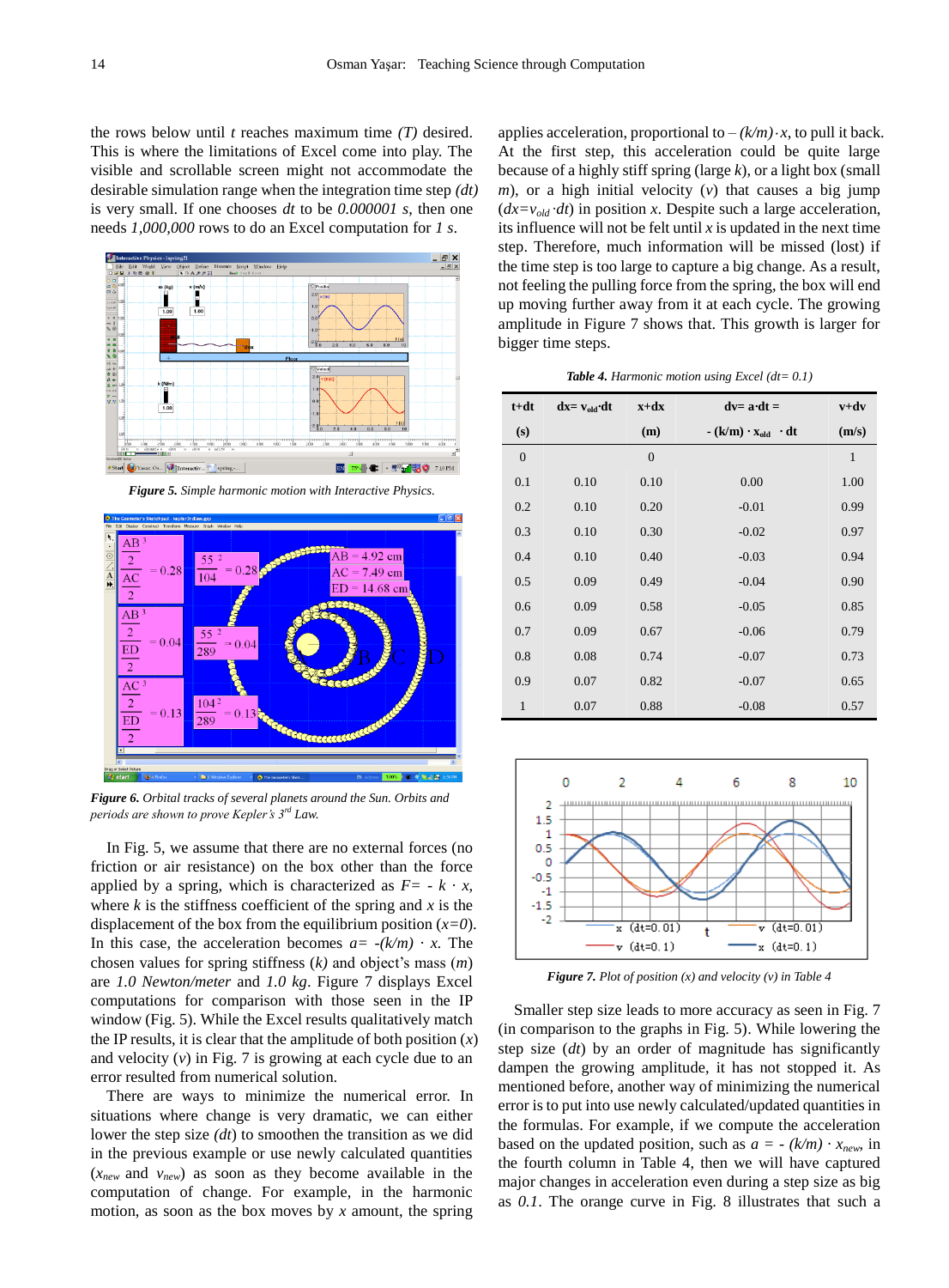the rows below until $t$ reaches maximum time $(T)$ desired. This is where the limitations of Excel come into play. The visible and scrollable screen might not accommodate the desirable simulation range when the integration time step $(dt)$ is very small. If one chooses $dt$ to be $0.000001\ s$, then one needs $1{,}000{,}000$ rows to do an Excel computation for $1\ s$.

*Figure 5. Simple harmonic motion with Interactive Physics.*

*Figure 6. Orbital tracks of several planets around the Sun. Orbits and periods are shown to prove Kepler's 3rd Law.*

In Fig. 5, we assume that there are no external forces (no friction or air resistance) on the box other than the force applied by a spring, which is characterized as $F= - k \cdot x$, where $k$ is the stiffness coefficient of the spring and $x$ is the displacement of the box from the equilibrium position ($x=0$). In this case, the acceleration becomes $a= -(k/m) \cdot x$. The chosen values for spring stiffness ($k$) and object's mass ($m$) are *1.0 Newton/meter* and *1.0 kg*. Figure 7 displays Excel computations for comparison with those seen in the IP window (Fig. 5). While the Excel results qualitatively match the IP results, it is clear that the amplitude of both position ($x$) and velocity ($v$) in Fig. 7 is growing at each cycle due to an error resulted from numerical solution.

There are ways to minimize the numerical error. In situations where change is very dramatic, we can either lower the step size $(dt)$ to smoothen the transition as we did in the previous example or use newly calculated quantities ($x_{new}$ and $v_{new}$) as soon as they become available in the computation of change. For example, in the harmonic motion, as soon as the box moves by $x$ amount, the spring applies acceleration, proportional to $-(k/m)\cdot x$, to pull it back. At the first step, this acceleration could be quite large because of a highly stiff spring (large $k$), or a light box (small $m$), or a high initial velocity ($v$) that causes a big jump ($dx=v_{old}\cdot dt$) in position $x$. Despite such a large acceleration, its influence will not be felt until $x$ is updated in the next time step. Therefore, much information will be missed (lost) if the time step is too large to capture a big change. As a result, not feeling the pulling force from the spring, the box will end up moving further away from it at each cycle. The growing amplitude in Figure 7 shows that. This growth is larger for bigger time steps.

*Table 4. Harmonic motion using Excel (dt= 0.1)*

| t+dt | dx= $v_{old}$·dt | x+dx | dv= a·dt = | v+dv |
|---|---|---|---|---|
| (s) | | (m) | - (k/m) · $x_{old}$ · dt | (m/s) |
| 0 | | 0 | | 1 |
| 0.1 | 0.10 | 0.10 | 0.00 | 1.00 |
| 0.2 | 0.10 | 0.20 | -0.01 | 0.99 |
| 0.3 | 0.10 | 0.30 | -0.02 | 0.97 |
| 0.4 | 0.10 | 0.40 | -0.03 | 0.94 |
| 0.5 | 0.09 | 0.49 | -0.04 | 0.90 |
| 0.6 | 0.09 | 0.58 | -0.05 | 0.85 |
| 0.7 | 0.09 | 0.67 | -0.06 | 0.79 |
| 0.8 | 0.08 | 0.74 | -0.07 | 0.73 |
| 0.9 | 0.07 | 0.82 | -0.07 | 0.65 |
| 1 | 0.07 | 0.88 | -0.08 | 0.57 |

*Figure 7. Plot of position (x) and velocity (v) in Table 4*

Smaller step size leads to more accuracy as seen in Fig. 7 (in comparison to the graphs in Fig. 5). While lowering the step size ($dt$) by an order of magnitude has significantly dampen the growing amplitude, it has not stopped it. As mentioned before, another way of minimizing the numerical error is to put into use newly calculated/updated quantities in the formulas. For example, if we compute the acceleration based on the updated position, such as $a = -(k/m) \cdot x_{new}$, in the fourth column in Table 4, then we will have captured major changes in acceleration even during a step size as big as $0.1$. The orange curve in Fig. 8 illustrates that such a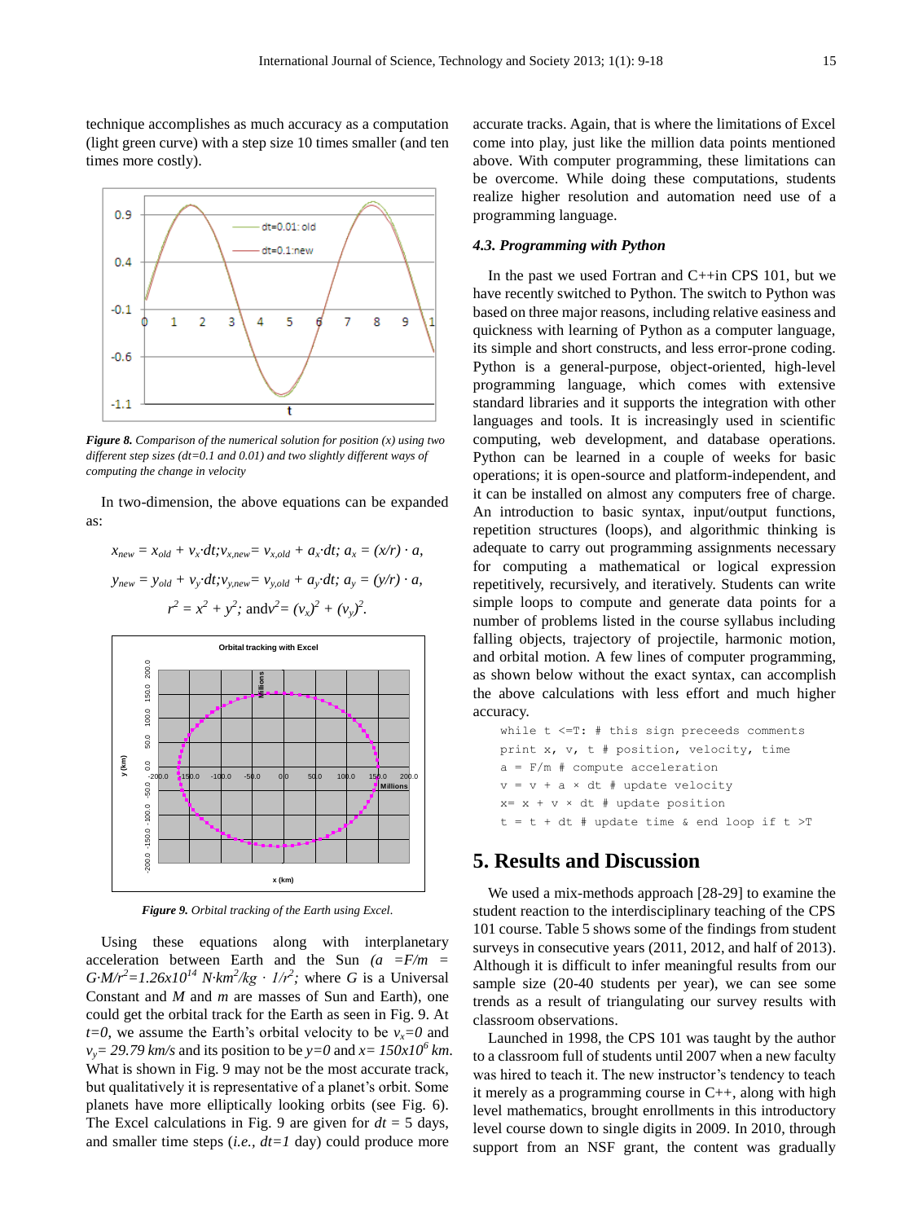technique accomplishes as much accuracy as a computation (light green curve) with a step size 10 times smaller (and ten times more costly).

*Figure 8. Comparison of the numerical solution for position (x) using two different step sizes (dt=0.1 and 0.01) and two slightly different ways of computing the change in velocity*

In two-dimension, the above equations can be expanded as:

$$x_{new} = x_{old} + v_x \cdot dt; v_{x,new} = v_{x,old} + a_x \cdot dt; \; a_x = (x/r) \cdot a,$$

$$y_{new} = y_{old} + v_y \cdot dt; v_{y,new} = v_{y,old} + a_y \cdot dt; \; a_y = (y/r) \cdot a,$$

$$r^2 = x^2 + y^2; \text{ and } v^2 = (v_x)^2 + (v_y)^2.$$

*Figure 9. Orbital tracking of the Earth using Excel.*

Using these equations along with interplanetary acceleration between Earth and the Sun ($a = F/m = G \cdot M/r^2 = 1.26x10^{14}\ N \cdot km^2/kg \cdot 1/r^2$; where $G$ is a Universal Constant and $M$ and $m$ are masses of Sun and Earth), one could get the orbital track for the Earth as seen in Fig. 9. At $t=0$, we assume the Earth's orbital velocity to be $v_x=0$ and $v_y= 29.79\ km/s$ and its position to be $y=0$ and $x= 150x10^6\ km$. What is shown in Fig. 9 may not be the most accurate track, but qualitatively it is representative of a planet's orbit. Some planets have more elliptically looking orbits (see Fig. 6). The Excel calculations in Fig. 9 are given for $dt$ = 5 days, and smaller time steps (*i.e., dt=1* day) could produce more accurate tracks. Again, that is where the limitations of Excel come into play, just like the million data points mentioned above. With computer programming, these limitations can be overcome. While doing these computations, students realize higher resolution and automation need use of a programming language.

### *4.3. Programming with Python*

In the past we used Fortran and C++in CPS 101, but we have recently switched to Python. The switch to Python was based on three major reasons, including relative easiness and quickness with learning of Python as a computer language, its simple and short constructs, and less error-prone coding. Python is a general-purpose, object-oriented, high-level programming language, which comes with extensive standard libraries and it supports the integration with other languages and tools. It is increasingly used in scientific computing, web development, and database operations. Python can be learned in a couple of weeks for basic operations; it is open-source and platform-independent, and it can be installed on almost any computers free of charge. An introduction to basic syntax, input/output functions, repetition structures (loops), and algorithmic thinking is adequate to carry out programming assignments necessary for computing a mathematical or logical expression repetitively, recursively, and iteratively. Students can write simple loops to compute and generate data points for a number of problems listed in the course syllabus including falling objects, trajectory of projectile, harmonic motion, and orbital motion. A few lines of computer programming, as shown below without the exact syntax, can accomplish the above calculations with less effort and much higher accuracy.

```
while t <=T: # this sign preceeds comments
print x, v, t # position, velocity, time
a = F/m # compute acceleration
v = v + a × dt # update velocity
x= x + v × dt # update position
t = t + dt # update time & end loop if t >T
```

## 5. Results and Discussion

We used a mix-methods approach [28-29] to examine the student reaction to the interdisciplinary teaching of the CPS 101 course. Table 5 shows some of the findings from student surveys in consecutive years (2011, 2012, and half of 2013). Although it is difficult to infer meaningful results from our sample size (20-40 students per year), we can see some trends as a result of triangulating our survey results with classroom observations.

Launched in 1998, the CPS 101 was taught by the author to a classroom full of students until 2007 when a new faculty was hired to teach it. The new instructor's tendency to teach it merely as a programming course in C++, along with high level mathematics, brought enrollments in this introductory level course down to single digits in 2009. In 2010, through support from an NSF grant, the content was gradually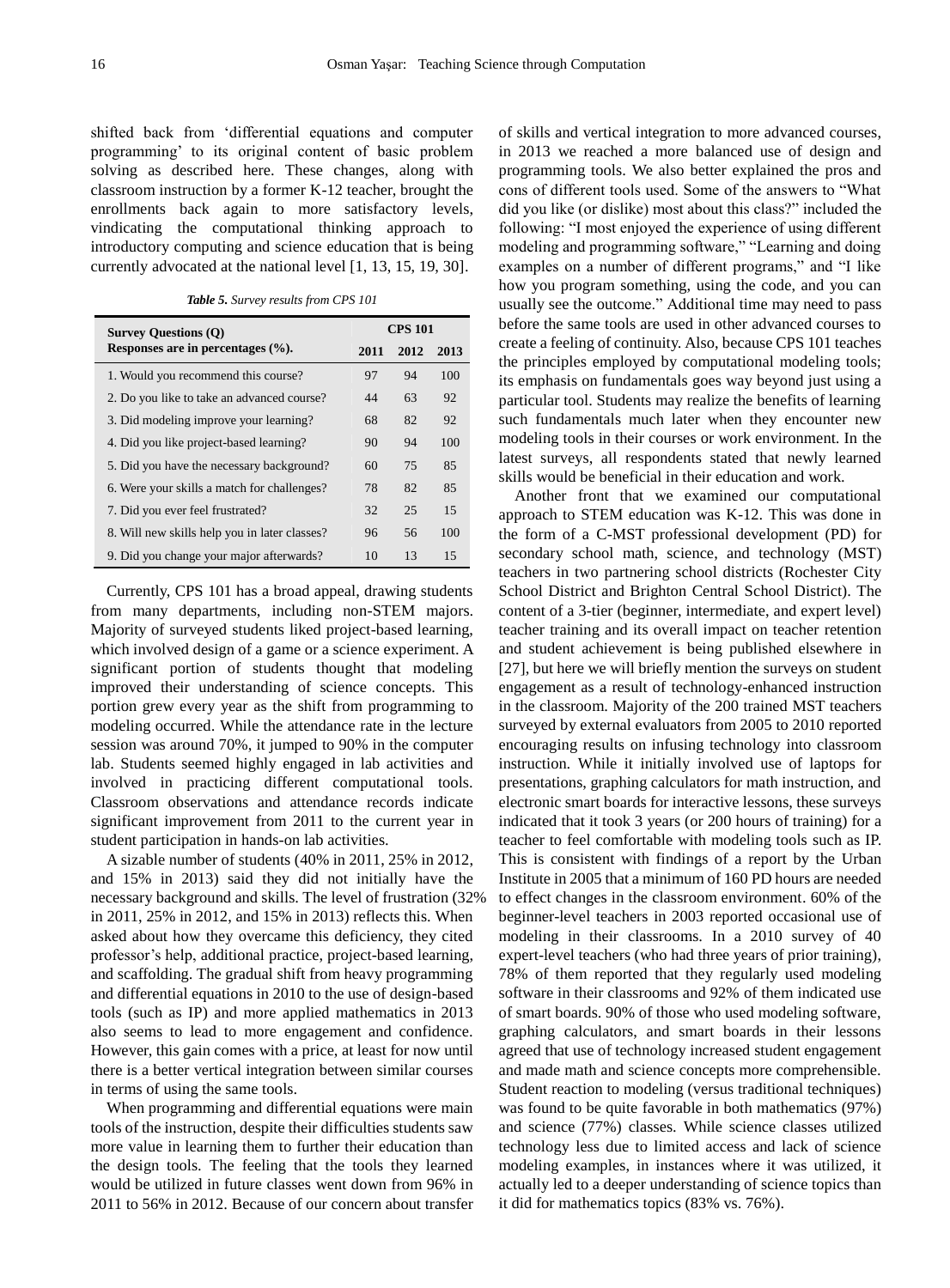shifted back from 'differential equations and computer programming' to its original content of basic problem solving as described here. These changes, along with classroom instruction by a former K-12 teacher, brought the enrollments back again to more satisfactory levels, vindicating the computational thinking approach to introductory computing and science education that is being currently advocated at the national level [1, 13, 15, 19, 30].

*Table 5. Survey results from CPS 101*

| Survey Questions (Q) Responses are in percentages (%). | CPS 101 | | |
|---|---|---|---|
| | 2011 | 2012 | 2013 |
| 1. Would you recommend this course? | 97 | 94 | 100 |
| 2. Do you like to take an advanced course? | 44 | 63 | 92 |
| 3. Did modeling improve your learning? | 68 | 82 | 92 |
| 4. Did you like project-based learning? | 90 | 94 | 100 |
| 5. Did you have the necessary background? | 60 | 75 | 85 |
| 6. Were your skills a match for challenges? | 78 | 82 | 85 |
| 7. Did you ever feel frustrated? | 32 | 25 | 15 |
| 8. Will new skills help you in later classes? | 96 | 56 | 100 |
| 9. Did you change your major afterwards? | 10 | 13 | 15 |

Currently, CPS 101 has a broad appeal, drawing students from many departments, including non-STEM majors. Majority of surveyed students liked project-based learning, which involved design of a game or a science experiment. A significant portion of students thought that modeling improved their understanding of science concepts. This portion grew every year as the shift from programming to modeling occurred. While the attendance rate in the lecture session was around 70%, it jumped to 90% in the computer lab. Students seemed highly engaged in lab activities and involved in practicing different computational tools. Classroom observations and attendance records indicate significant improvement from 2011 to the current year in student participation in hands-on lab activities.

A sizable number of students (40% in 2011, 25% in 2012, and 15% in 2013) said they did not initially have the necessary background and skills. The level of frustration (32% in 2011, 25% in 2012, and 15% in 2013) reflects this. When asked about how they overcame this deficiency, they cited professor's help, additional practice, project-based learning, and scaffolding. The gradual shift from heavy programming and differential equations in 2010 to the use of design-based tools (such as IP) and more applied mathematics in 2013 also seems to lead to more engagement and confidence. However, this gain comes with a price, at least for now until there is a better vertical integration between similar courses in terms of using the same tools.

When programming and differential equations were main tools of the instruction, despite their difficulties students saw more value in learning them to further their education than the design tools. The feeling that the tools they learned would be utilized in future classes went down from 96% in 2011 to 56% in 2012. Because of our concern about transfer of skills and vertical integration to more advanced courses, in 2013 we reached a more balanced use of design and programming tools. We also better explained the pros and cons of different tools used. Some of the answers to "What did you like (or dislike) most about this class?" included the following: "I most enjoyed the experience of using different modeling and programming software," "Learning and doing examples on a number of different programs," and "I like how you program something, using the code, and you can usually see the outcome." Additional time may need to pass before the same tools are used in other advanced courses to create a feeling of continuity. Also, because CPS 101 teaches the principles employed by computational modeling tools; its emphasis on fundamentals goes way beyond just using a particular tool. Students may realize the benefits of learning such fundamentals much later when they encounter new modeling tools in their courses or work environment. In the latest surveys, all respondents stated that newly learned skills would be beneficial in their education and work.

Another front that we examined our computational approach to STEM education was K-12. This was done in the form of a C-MST professional development (PD) for secondary school math, science, and technology (MST) teachers in two partnering school districts (Rochester City School District and Brighton Central School District). The content of a 3-tier (beginner, intermediate, and expert level) teacher training and its overall impact on teacher retention and student achievement is being published elsewhere in [27], but here we will briefly mention the surveys on student engagement as a result of technology-enhanced instruction in the classroom. Majority of the 200 trained MST teachers surveyed by external evaluators from 2005 to 2010 reported encouraging results on infusing technology into classroom instruction. While it initially involved use of laptops for presentations, graphing calculators for math instruction, and electronic smart boards for interactive lessons, these surveys indicated that it took 3 years (or 200 hours of training) for a teacher to feel comfortable with modeling tools such as IP. This is consistent with findings of a report by the Urban Institute in 2005 that a minimum of 160 PD hours are needed to effect changes in the classroom environment. 60% of the beginner-level teachers in 2003 reported occasional use of modeling in their classrooms. In a 2010 survey of 40 expert-level teachers (who had three years of prior training), 78% of them reported that they regularly used modeling software in their classrooms and 92% of them indicated use of smart boards. 90% of those who used modeling software, graphing calculators, and smart boards in their lessons agreed that use of technology increased student engagement and made math and science concepts more comprehensible. Student reaction to modeling (versus traditional techniques) was found to be quite favorable in both mathematics (97%) and science (77%) classes. While science classes utilized technology less due to limited access and lack of science modeling examples, in instances where it was utilized, it actually led to a deeper understanding of science topics than it did for mathematics topics (83% vs. 76%).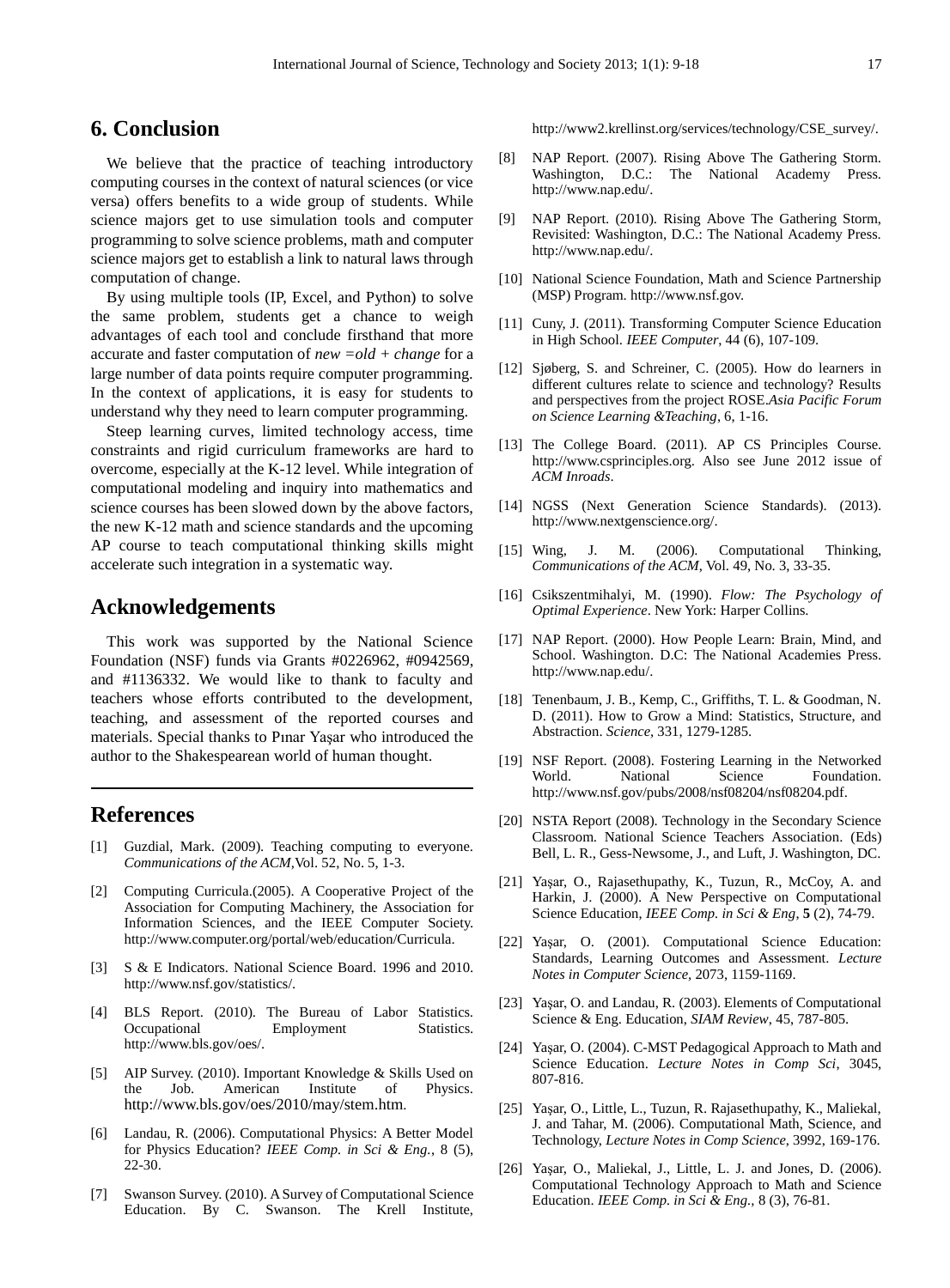## 6. Conclusion

We believe that the practice of teaching introductory computing courses in the context of natural sciences (or vice versa) offers benefits to a wide group of students. While science majors get to use simulation tools and computer programming to solve science problems, math and computer science majors get to establish a link to natural laws through computation of change.

By using multiple tools (IP, Excel, and Python) to solve the same problem, students get a chance to weigh advantages of each tool and conclude firsthand that more accurate and faster computation of *new =old + change* for a large number of data points require computer programming. In the context of applications, it is easy for students to understand why they need to learn computer programming.

Steep learning curves, limited technology access, time constraints and rigid curriculum frameworks are hard to overcome, especially at the K-12 level. While integration of computational modeling and inquiry into mathematics and science courses has been slowed down by the above factors, the new K-12 math and science standards and the upcoming AP course to teach computational thinking skills might accelerate such integration in a systematic way.

## Acknowledgements

This work was supported by the National Science Foundation (NSF) funds via Grants #0226962, #0942569, and #1136332. We would like to thank to faculty and teachers whose efforts contributed to the development, teaching, and assessment of the reported courses and materials. Special thanks to Pınar Yaşar who introduced the author to the Shakespearean world of human thought.

## References

[1] Guzdial, Mark. (2009). Teaching computing to everyone. *Communications of the ACM*,Vol. 52, No. 5, 1-3.

[2] Computing Curricula.(2005). A Cooperative Project of the Association for Computing Machinery, the Association for Information Sciences, and the IEEE Computer Society. http://www.computer.org/portal/web/education/Curricula.

[3] S & E Indicators. National Science Board. 1996 and 2010. http://www.nsf.gov/statistics/.

[4] BLS Report. (2010). The Bureau of Labor Statistics. Occupational Employment Statistics. http://www.bls.gov/oes/.

[5] AIP Survey. (2010). Important Knowledge & Skills Used on the Job. American Institute of Physics. http://www.bls.gov/oes/2010/may/stem.htm.

[6] Landau, R. (2006). Computational Physics: A Better Model for Physics Education? *IEEE Comp. in Sci & Eng.*, 8 (5), 22-30.

[7] Swanson Survey. (2010). A Survey of Computational Science Education. By C. Swanson. The Krell Institute, http://www2.krellinst.org/services/technology/CSE_survey/.

[8] NAP Report. (2007). Rising Above The Gathering Storm. Washington, D.C.: The National Academy Press. http://www.nap.edu/.

[9] NAP Report. (2010). Rising Above The Gathering Storm, Revisited: Washington, D.C.: The National Academy Press. http://www.nap.edu/.

[10] National Science Foundation, Math and Science Partnership (MSP) Program. http://www.nsf.gov.

[11] Cuny, J. (2011). Transforming Computer Science Education in High School. *IEEE Computer*, 44 (6), 107-109.

[12] Sjøberg, S. and Schreiner, C. (2005). How do learners in different cultures relate to science and technology? Results and perspectives from the project ROSE.*Asia Pacific Forum on Science Learning &Teaching*, 6, 1-16.

[13] The College Board. (2011). AP CS Principles Course. http://www.csprinciples.org. Also see June 2012 issue of *ACM Inroads*.

[14] NGSS (Next Generation Science Standards). (2013). http://www.nextgenscience.org/.

[15] Wing, J. M. (2006). Computational Thinking, *Communications of the ACM*, Vol. 49, No. 3, 33-35.

[16] Csikszentmihalyi, M. (1990). *Flow: The Psychology of Optimal Experience*. New York: Harper Collins.

[17] NAP Report. (2000). How People Learn: Brain, Mind, and School. Washington. D.C: The National Academies Press. http://www.nap.edu/.

[18] Tenenbaum, J. B., Kemp, C., Griffiths, T. L. & Goodman, N. D. (2011). How to Grow a Mind: Statistics, Structure, and Abstraction. *Science*, 331, 1279-1285.

[19] NSF Report. (2008). Fostering Learning in the Networked World. National Science Foundation. http://www.nsf.gov/pubs/2008/nsf08204/nsf08204.pdf.

[20] NSTA Report (2008). Technology in the Secondary Science Classroom. National Science Teachers Association. (Eds) Bell, L. R., Gess-Newsome, J., and Luft, J. Washington, DC.

[21] Yaşar, O., Rajasethupathy, K., Tuzun, R., McCoy, A. and Harkin, J. (2000). A New Perspective on Computational Science Education, *IEEE Comp. in Sci & Eng*, **5** (2), 74-79.

[22] Yaşar, O. (2001). Computational Science Education: Standards, Learning Outcomes and Assessment. *Lecture Notes in Computer Science*, 2073, 1159-1169.

[23] Yaşar, O. and Landau, R. (2003). Elements of Computational Science & Eng. Education, *SIAM Review*, 45, 787-805.

[24] Yaşar, O. (2004). C-MST Pedagogical Approach to Math and Science Education. *Lecture Notes in Comp Sci*, 3045, 807-816.

[25] Yaşar, O., Little, L., Tuzun, R. Rajasethupathy, K., Maliekal, J. and Tahar, M. (2006). Computational Math, Science, and Technology, *Lecture Notes in Comp Science*, 3992, 169-176.

[26] Yaşar, O., Maliekal, J., Little, L. J. and Jones, D. (2006). Computational Technology Approach to Math and Science Education. *IEEE Comp. in Sci & Eng.*, 8 (3), 76-81.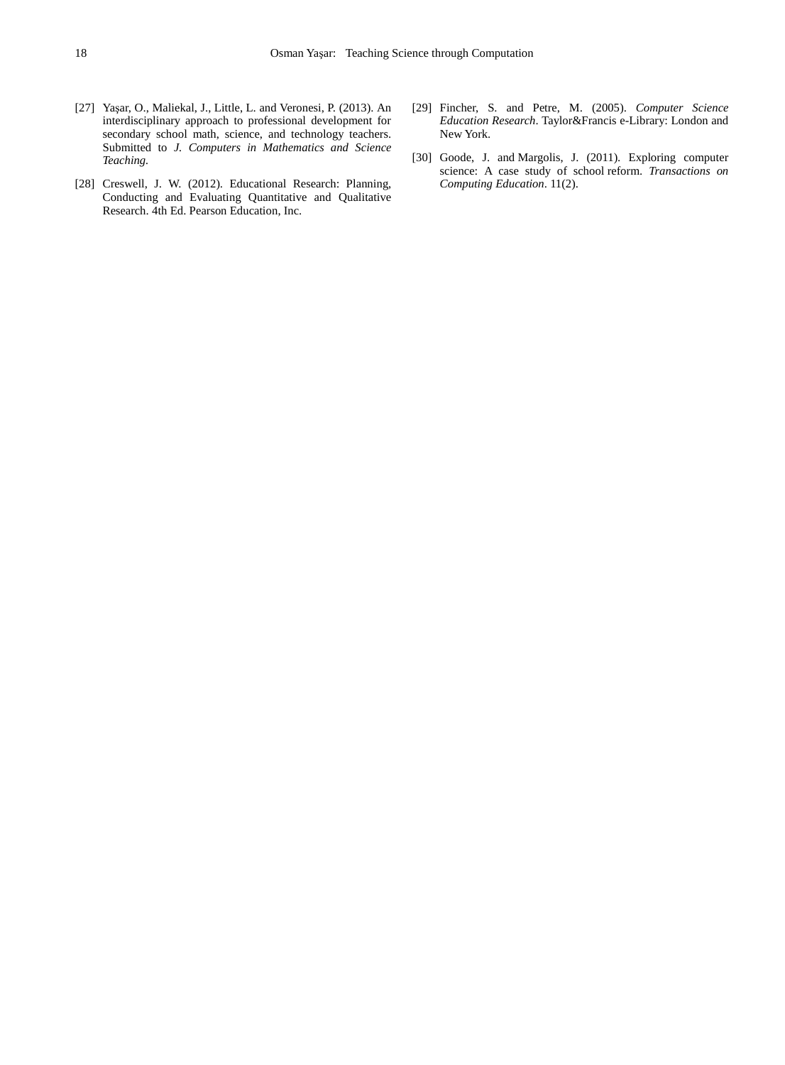[27] Yaşar, O., Maliekal, J., Little, L. and Veronesi, P. (2013). An interdisciplinary approach to professional development for secondary school math, science, and technology teachers. Submitted to *J. Computers in Mathematics and Science Teaching.*

[28] Creswell, J. W. (2012). Educational Research: Planning, Conducting and Evaluating Quantitative and Qualitative Research. 4th Ed. Pearson Education, Inc.

[29] Fincher, S. and Petre, M. (2005). *Computer Science Education Research*. Taylor&Francis e-Library: London and New York.

[30] Goode, J. and Margolis, J. (2011). Exploring computer science: A case study of school reform. *Transactions on Computing Education*. 11(2).